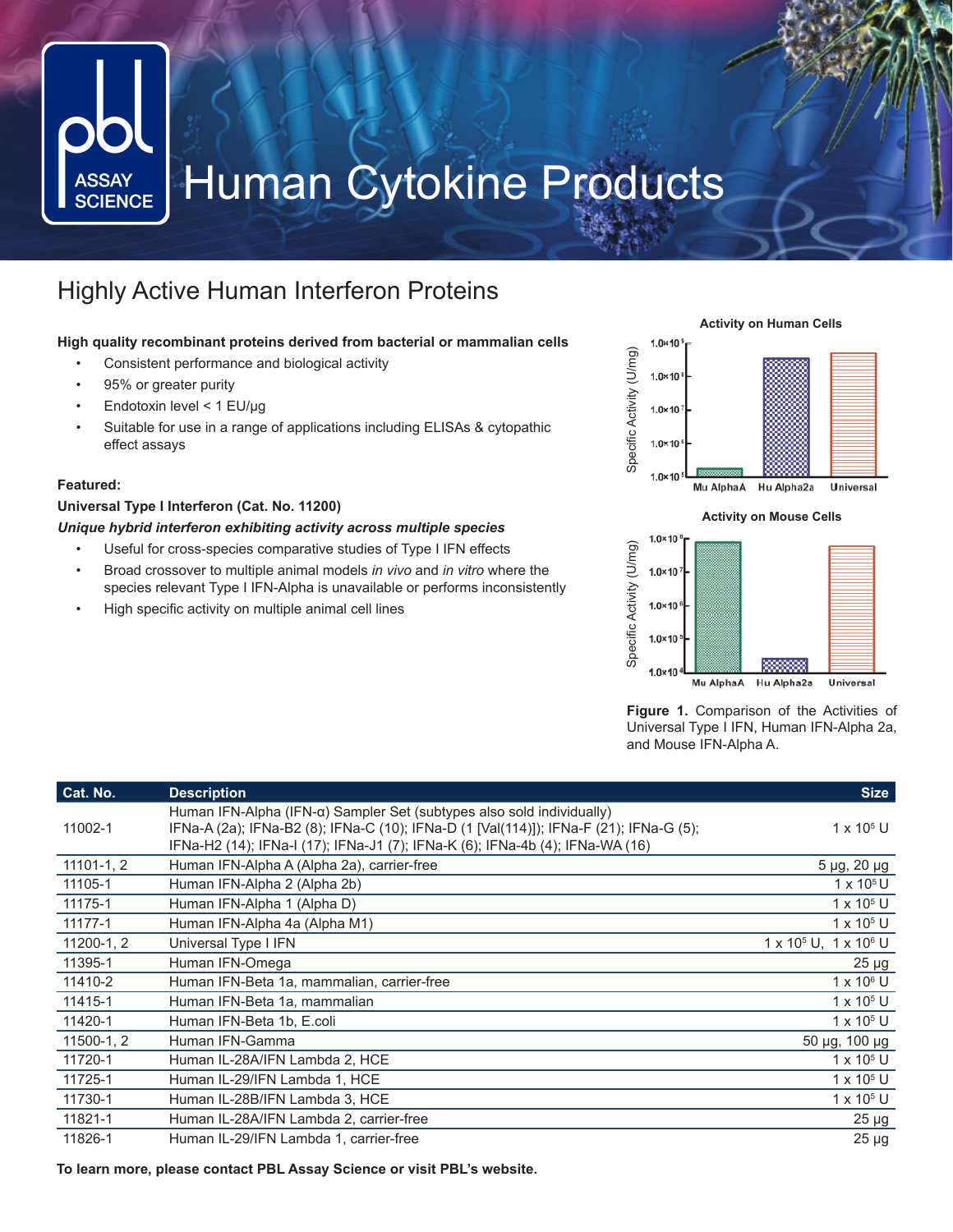# Human Cytokine Products

## Highly Active Human Interferon Proteins

**High quality recombinant proteins derived from bacterial or mammalian cells**

- Consistent performance and biological activity
- 95% or greater purity
- Endotoxin level < 1 EU/µg
- Suitable for use in a range of applications including ELISAs & cytopathic effect assays

**Featured:**

**Universal Type I Interferon (Cat. No. 11200)**

***Unique hybrid interferon exhibiting activity across multiple species***

- Useful for cross-species comparative studies of Type I IFN effects
- Broad crossover to multiple animal models *in vivo* and *in vitro* where the species relevant Type I IFN-Alpha is unavailable or performs inconsistently
- High specific activity on multiple animal cell lines

**Figure 1.** Comparison of the Activities of Universal Type I IFN, Human IFN-Alpha 2a, and Mouse IFN-Alpha A.

| Cat. No. | Description | Size |
|---|---|---|
| 11002-1 | Human IFN-Alpha (IFN-α) Sampler Set (subtypes also sold individually) IFNa-A (2a); IFNa-B2 (8); IFNa-C (10); IFNa-D (1 [Val(114)]); IFNa-F (21); IFNa-G (5); IFNa-H2 (14); IFNa-I (17); IFNa-J1 (7); IFNa-K (6); IFNa-4b (4); IFNa-WA (16) | 1 x $10^5$ U |
| 11101-1, 2 | Human IFN-Alpha A (Alpha 2a), carrier-free | 5 µg, 20 µg |
| 11105-1 | Human IFN-Alpha 2 (Alpha 2b) | 1 x $10^5$ U |
| 11175-1 | Human IFN-Alpha 1 (Alpha D) | 1 x $10^5$ U |
| 11177-1 | Human IFN-Alpha 4a (Alpha M1) | 1 x $10^5$ U |
| 11200-1, 2 | Universal Type I IFN | 1 x $10^5$ U, 1 x $10^6$ U |
| 11395-1 | Human IFN-Omega | 25 µg |
| 11410-2 | Human IFN-Beta 1a, mammalian, carrier-free | 1 x $10^6$ U |
| 11415-1 | Human IFN-Beta 1a, mammalian | 1 x $10^5$ U |
| 11420-1 | Human IFN-Beta 1b, E.coli | 1 x $10^5$ U |
| 11500-1, 2 | Human IFN-Gamma | 50 µg, 100 µg |
| 11720-1 | Human IL-28A/IFN Lambda 2, HCE | 1 x $10^5$ U |
| 11725-1 | Human IL-29/IFN Lambda 1, HCE | 1 x $10^5$ U |
| 11730-1 | Human IL-28B/IFN Lambda 3, HCE | 1 x $10^5$ U |
| 11821-1 | Human IL-28A/IFN Lambda 2, carrier-free | 25 µg |
| 11826-1 | Human IL-29/IFN Lambda 1, carrier-free | 25 µg |

**To learn more, please contact PBL Assay Science or visit PBL's website.**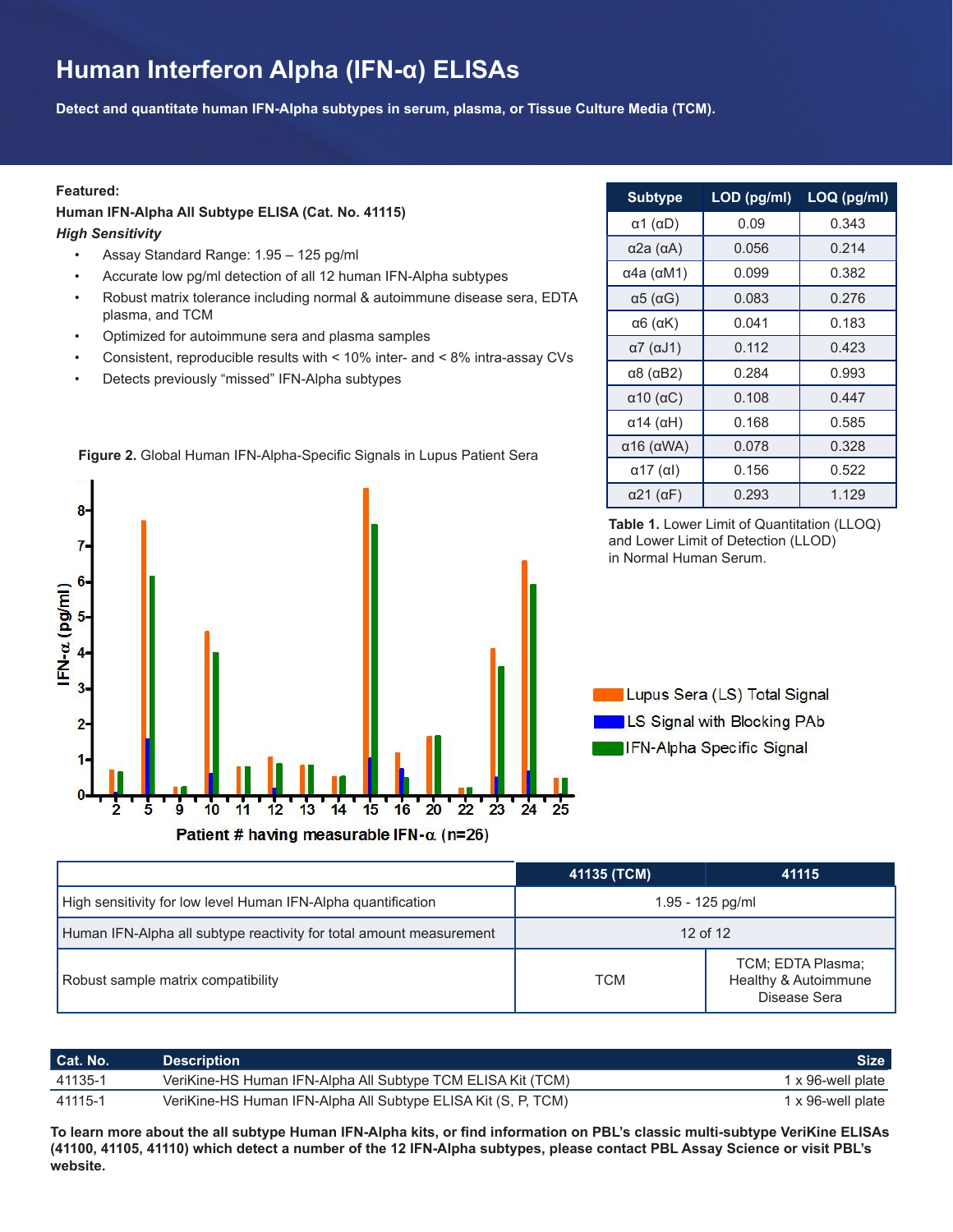# Human Interferon Alpha (IFN-α) ELISAs

**Detect and quantitate human IFN-Alpha subtypes in serum, plasma, or Tissue Culture Media (TCM).**

**Featured:**

**Human IFN-Alpha All Subtype ELISA (Cat. No. 41115)**

***High Sensitivity***

- Assay Standard Range: 1.95 – 125 pg/ml
- Accurate low pg/ml detection of all 12 human IFN-Alpha subtypes
- Robust matrix tolerance including normal & autoimmune disease sera, EDTA plasma, and TCM
- Optimized for autoimmune sera and plasma samples
- Consistent, reproducible results with < 10% inter- and < 8% intra-assay CVs
- Detects previously "missed" IFN-Alpha subtypes

| Subtype | LOD (pg/ml) | LOQ (pg/ml) |
|---|---|---|
| α1 (αD) | 0.09 | 0.343 |
| α2a (αA) | 0.056 | 0.214 |
| α4a (αM1) | 0.099 | 0.382 |
| α5 (αG) | 0.083 | 0.276 |
| α6 (αK) | 0.041 | 0.183 |
| α7 (αJ1) | 0.112 | 0.423 |
| α8 (αB2) | 0.284 | 0.993 |
| α10 (αC) | 0.108 | 0.447 |
| α14 (αH) | 0.168 | 0.585 |
| α16 (αWA) | 0.078 | 0.328 |
| α17 (αI) | 0.156 | 0.522 |
| α21 (αF) | 0.293 | 1.129 |

**Table 1.** Lower Limit of Quantitation (LLOQ) and Lower Limit of Detection (LLOD) in Normal Human Serum.

**Figure 2.** Global Human IFN-Alpha-Specific Signals in Lupus Patient Sera

|  | 41135 (TCM) | 41115 |
|---|---|---|
| High sensitivity for low level Human IFN-Alpha quantification | 1.95 - 125 pg/ml | |
| Human IFN-Alpha all subtype reactivity for total amount measurement | 12 of 12 | |
| Robust sample matrix compatibility | TCM | TCM; EDTA Plasma; Healthy & Autoimmune Disease Sera |

| Cat. No. | Description | Size |
|---|---|---|
| 41135-1 | VeriKine-HS Human IFN-Alpha All Subtype TCM ELISA Kit (TCM) | 1 x 96-well plate |
| 41115-1 | VeriKine-HS Human IFN-Alpha All Subtype ELISA Kit (S, P, TCM) | 1 x 96-well plate |

**To learn more about the all subtype Human IFN-Alpha kits, or find information on PBL's classic multi-subtype VeriKine ELISAs (41100, 41105, 41110) which detect a number of the 12 IFN-Alpha subtypes, please contact PBL Assay Science or visit PBL's website.**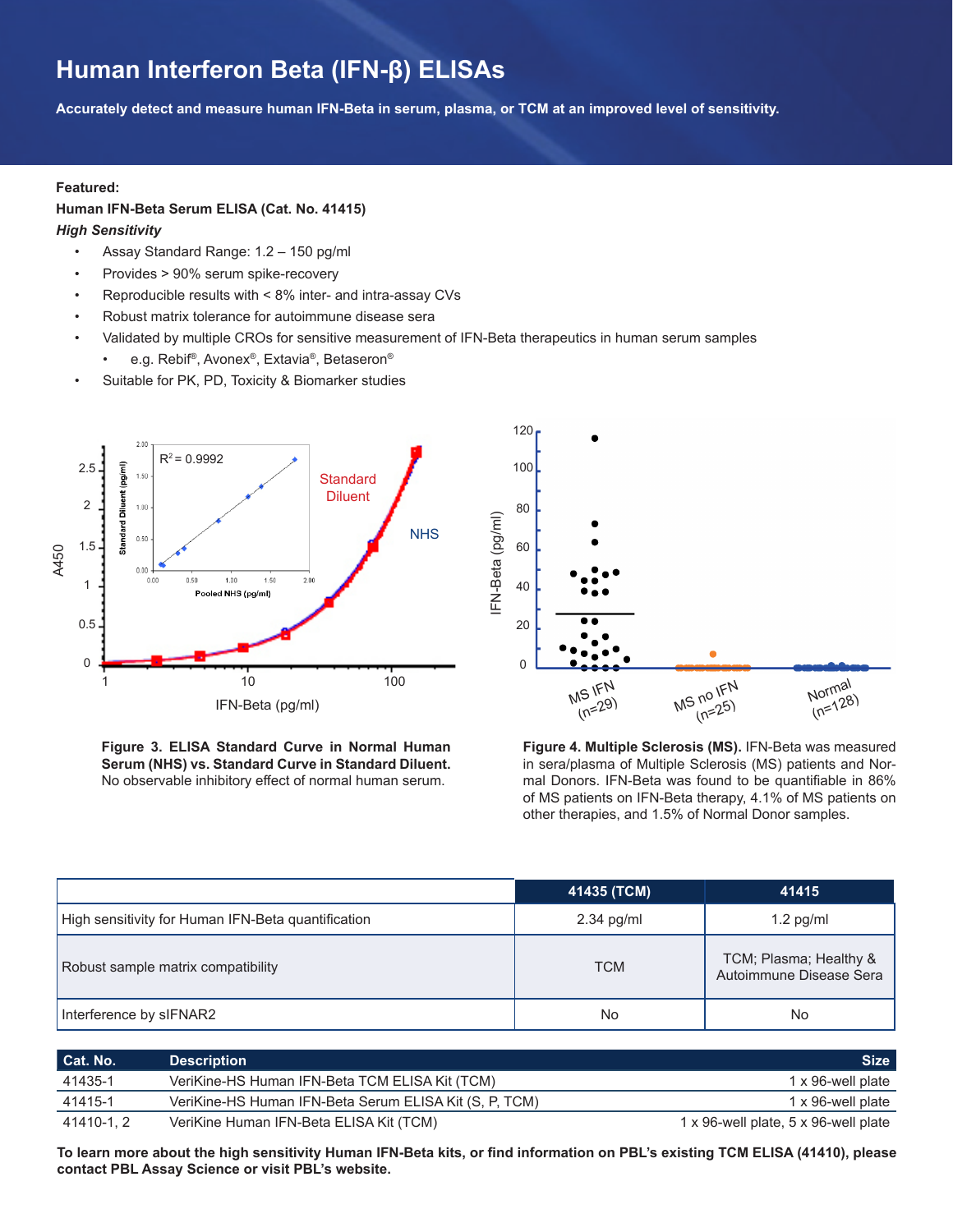# Human Interferon Beta (IFN-β) ELISAs

**Accurately detect and measure human IFN-Beta in serum, plasma, or TCM at an improved level of sensitivity.**

**Featured:**

**Human IFN-Beta Serum ELISA (Cat. No. 41415)**

***High Sensitivity***

- Assay Standard Range: 1.2 – 150 pg/ml
- Provides > 90% serum spike-recovery
- Reproducible results with < 8% inter- and intra-assay CVs
- Robust matrix tolerance for autoimmune disease sera
- Validated by multiple CROs for sensitive measurement of IFN-Beta therapeutics in human serum samples
    - e.g. Rebif®, Avonex®, Extavia®, Betaseron®
- Suitable for PK, PD, Toxicity & Biomarker studies

**Figure 3. ELISA Standard Curve in Normal Human Serum (NHS) vs. Standard Curve in Standard Diluent.** No observable inhibitory effect of normal human serum.

**Figure 4. Multiple Sclerosis (MS).** IFN-Beta was measured in sera/plasma of Multiple Sclerosis (MS) patients and Normal Donors. IFN-Beta was found to be quantifiable in 86% of MS patients on IFN-Beta therapy, 4.1% of MS patients on other therapies, and 1.5% of Normal Donor samples.

| | 41435 (TCM) | 41415 |
|---|---|---|
| High sensitivity for Human IFN-Beta quantification | 2.34 pg/ml | 1.2 pg/ml |
| Robust sample matrix compatibility | TCM | TCM; Plasma; Healthy & Autoimmune Disease Sera |
| Interference by sIFNAR2 | No | No |

| Cat. No. | Description | Size |
|---|---|---|
| 41435-1 | VeriKine-HS Human IFN-Beta TCM ELISA Kit (TCM) | 1 x 96-well plate |
| 41415-1 | VeriKine-HS Human IFN-Beta Serum ELISA Kit (S, P, TCM) | 1 x 96-well plate |
| 41410-1, 2 | VeriKine Human IFN-Beta ELISA Kit (TCM) | 1 x 96-well plate, 5 x 96-well plate |

**To learn more about the high sensitivity Human IFN-Beta kits, or find information on PBL's existing TCM ELISA (41410), please contact PBL Assay Science or visit PBL's website.**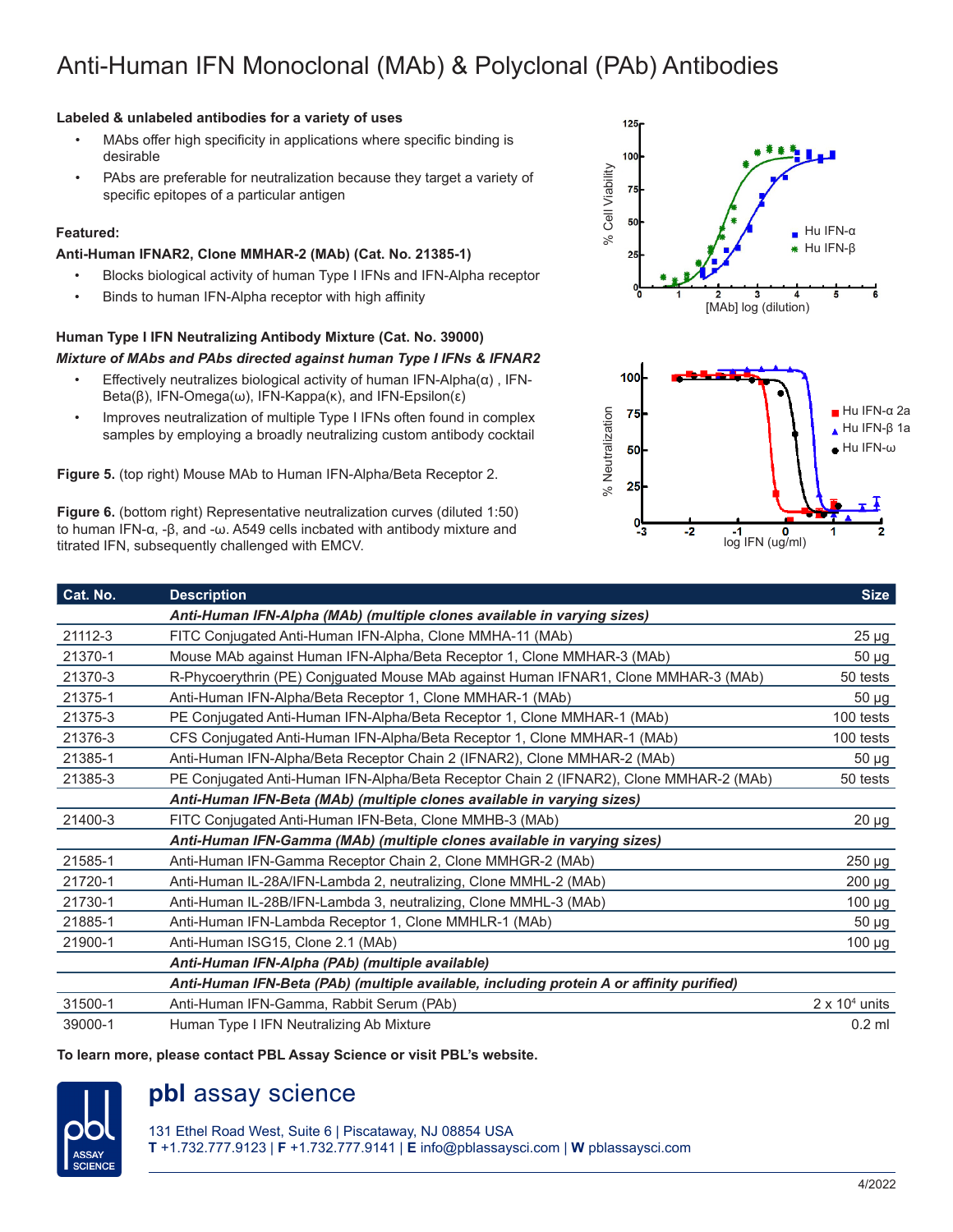# Anti-Human IFN Monoclonal (MAb) & Polyclonal (PAb) Antibodies

**Labeled & unlabeled antibodies for a variety of uses**

- MAbs offer high specificity in applications where specific binding is desirable
- PAbs are preferable for neutralization because they target a variety of specific epitopes of a particular antigen

**Featured:**

**Anti-Human IFNAR2, Clone MMHAR-2 (MAb) (Cat. No. 21385-1)**

- Blocks biological activity of human Type I IFNs and IFN-Alpha receptor
- Binds to human IFN-Alpha receptor with high affinity

**Human Type I IFN Neutralizing Antibody Mixture (Cat. No. 39000)**

***Mixture of MAbs and PAbs directed against human Type I IFNs & IFNAR2***

- Effectively neutralizes biological activity of human IFN-Alpha(α) , IFN-Beta(β), IFN-Omega(ω), IFN-Kappa(κ), and IFN-Epsilon(ε)
- Improves neutralization of multiple Type I IFNs often found in complex samples by employing a broadly neutralizing custom antibody cocktail

125
100
75
50
25
0
% Cell Viability
0 1 2 3 4 5 6
[MAb] log (dilution)
Hu IFN-α
Hu IFN-β

**Figure 5.** (top right) Mouse MAb to Human IFN-Alpha/Beta Receptor 2.

100
75
50
25
0
% Neutralization
-3 -2 -1 0 1 2
log IFN (ug/ml)
Hu IFN-α 2a
Hu IFN-β 1a
Hu IFN-ω

**Figure 6.** (bottom right) Representative neutralization curves (diluted 1:50) to human IFN-α, -β, and -ω. A549 cells incbated with antibody mixture and titrated IFN, subsequently challenged with EMCV.

| Cat. No. | Description | Size |
|---|---|---|
| | ***Anti-Human IFN-Alpha (MAb) (multiple clones available in varying sizes)*** | |
| 21112-3 | FITC Conjugated Anti-Human IFN-Alpha, Clone MMHA-11 (MAb) | 25 µg |
| 21370-1 | Mouse MAb against Human IFN-Alpha/Beta Receptor 1, Clone MMHAR-3 (MAb) | 50 µg |
| 21370-3 | R-Phycoerythrin (PE) Conjguated Mouse MAb against Human IFNAR1, Clone MMHAR-3 (MAb) | 50 tests |
| 21375-1 | Anti-Human IFN-Alpha/Beta Receptor 1, Clone MMHAR-1 (MAb) | 50 µg |
| 21375-3 | PE Conjugated Anti-Human IFN-Alpha/Beta Receptor 1, Clone MMHAR-1 (MAb) | 100 tests |
| 21376-3 | CFS Conjugated Anti-Human IFN-Alpha/Beta Receptor 1, Clone MMHAR-1 (MAb) | 100 tests |
| 21385-1 | Anti-Human IFN-Alpha/Beta Receptor Chain 2 (IFNAR2), Clone MMHAR-2 (MAb) | 50 µg |
| 21385-3 | PE Conjugated Anti-Human IFN-Alpha/Beta Receptor Chain 2 (IFNAR2), Clone MMHAR-2 (MAb) | 50 tests |
| | ***Anti-Human IFN-Beta (MAb) (multiple clones available in varying sizes)*** | |
| 21400-3 | FITC Conjugated Anti-Human IFN-Beta, Clone MMHB-3 (MAb) | 20 µg |
| | ***Anti-Human IFN-Gamma (MAb) (multiple clones available in varying sizes)*** | |
| 21585-1 | Anti-Human IFN-Gamma Receptor Chain 2, Clone MMHGR-2 (MAb) | 250 µg |
| 21720-1 | Anti-Human IL-28A/IFN-Lambda 2, neutralizing, Clone MMHL-2 (MAb) | 200 µg |
| 21730-1 | Anti-Human IL-28B/IFN-Lambda 3, neutralizing, Clone MMHL-3 (MAb) | 100 µg |
| 21885-1 | Anti-Human IFN-Lambda Receptor 1, Clone MMHLR-1 (MAb) | 50 µg |
| 21900-1 | Anti-Human ISG15, Clone 2.1 (MAb) | 100 µg |
| | ***Anti-Human IFN-Alpha (PAb) (multiple available)*** | |
| | ***Anti-Human IFN-Beta (PAb) (multiple available, including protein A or affinity purified)*** | |
| 31500-1 | Anti-Human IFN-Gamma, Rabbit Serum (PAb) | 2 x $10^4$ units |
| 39000-1 | Human Type I IFN Neutralizing Ab Mixture | 0.2 ml |

**To learn more, please contact PBL Assay Science or visit PBL's website.**

**pbl** assay science

131 Ethel Road West, Suite 6 | Piscataway, NJ 08854 USA
**T** +1.732.777.9123 | **F** +1.732.777.9141 | **E** info@pblassaysci.com | **W** pblassaysci.com

4/2022